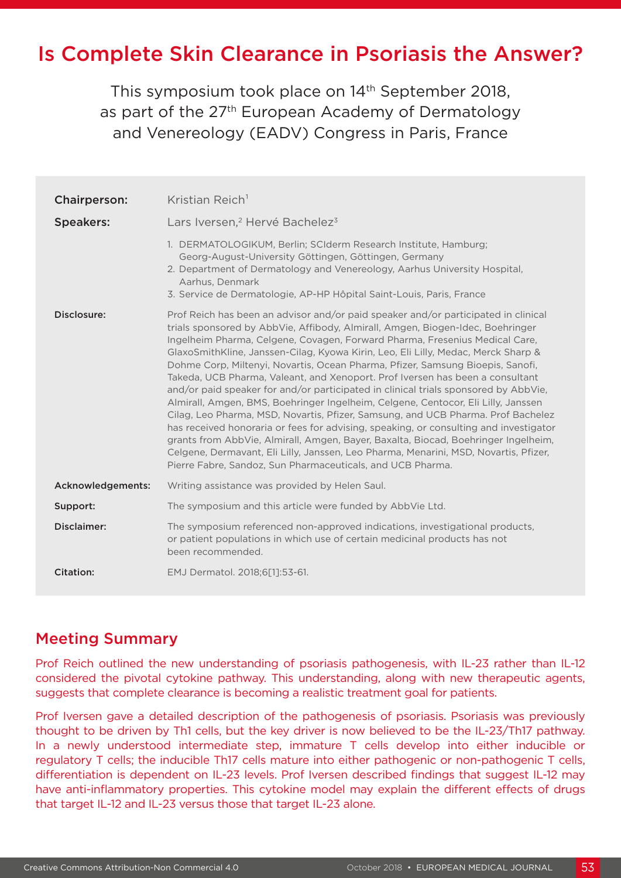# Is Complete Skin Clearance in Psoriasis the Answer?

This symposium took place on 14th September 2018, as part of the 27th European Academy of Dermatology and Venereology (EADV) Congress in Paris, France

**Chairperson:** Kristian Reich[1]

**Speakers:** Lars Iversen,[2] Hervé Bachelez[3]

1. DERMATOLOGIKUM, Berlin; SCIderm Research Institute, Hamburg; Georg-August-University Göttingen, Göttingen, Germany
2. Department of Dermatology and Venereology, Aarhus University Hospital, Aarhus, Denmark
3. Service de Dermatologie, AP-HP Hôpital Saint-Louis, Paris, France

**Disclosure:** Prof Reich has been an advisor and/or paid speaker and/or participated in clinical trials sponsored by AbbVie, Affibody, Almirall, Amgen, Biogen-Idec, Boehringer Ingelheim Pharma, Celgene, Covagen, Forward Pharma, Fresenius Medical Care, GlaxoSmithKline, Janssen-Cilag, Kyowa Kirin, Leo, Eli Lilly, Medac, Merck Sharp & Dohme Corp, Miltenyi, Novartis, Ocean Pharma, Pfizer, Samsung Bioepis, Sanofi, Takeda, UCB Pharma, Valeant, and Xenoport. Prof Iversen has been a consultant and/or paid speaker for and/or participated in clinical trials sponsored by AbbVie, Almirall, Amgen, BMS, Boehringer Ingelheim, Celgene, Centocor, Eli Lilly, Janssen Cilag, Leo Pharma, MSD, Novartis, Pfizer, Samsung, and UCB Pharma. Prof Bachelez has received honoraria or fees for advising, speaking, or consulting and investigator grants from AbbVie, Almirall, Amgen, Bayer, Baxalta, Biocad, Boehringer Ingelheim, Celgene, Dermavant, Eli Lilly, Janssen, Leo Pharma, Menarini, MSD, Novartis, Pfizer, Pierre Fabre, Sandoz, Sun Pharmaceuticals, and UCB Pharma.

**Acknowledgements:** Writing assistance was provided by Helen Saul.

**Support:** The symposium and this article were funded by AbbVie Ltd.

**Disclaimer:** The symposium referenced non-approved indications, investigational products, or patient populations in which use of certain medicinal products has not been recommended.

**Citation:** EMJ Dermatol. 2018;6[1]:53-61.

## Meeting Summary

Prof Reich outlined the new understanding of psoriasis pathogenesis, with IL-23 rather than IL-12 considered the pivotal cytokine pathway. This understanding, along with new therapeutic agents, suggests that complete clearance is becoming a realistic treatment goal for patients.

Prof Iversen gave a detailed description of the pathogenesis of psoriasis. Psoriasis was previously thought to be driven by Th1 cells, but the key driver is now believed to be the IL-23/Th17 pathway. In a newly understood intermediate step, immature T cells develop into either inducible or regulatory T cells; the inducible Th17 cells mature into either pathogenic or non-pathogenic T cells, differentiation is dependent on IL-23 levels. Prof Iversen described findings that suggest IL-12 may have anti-inflammatory properties. This cytokine model may explain the different effects of drugs that target IL-12 and IL-23 versus those that target IL-23 alone.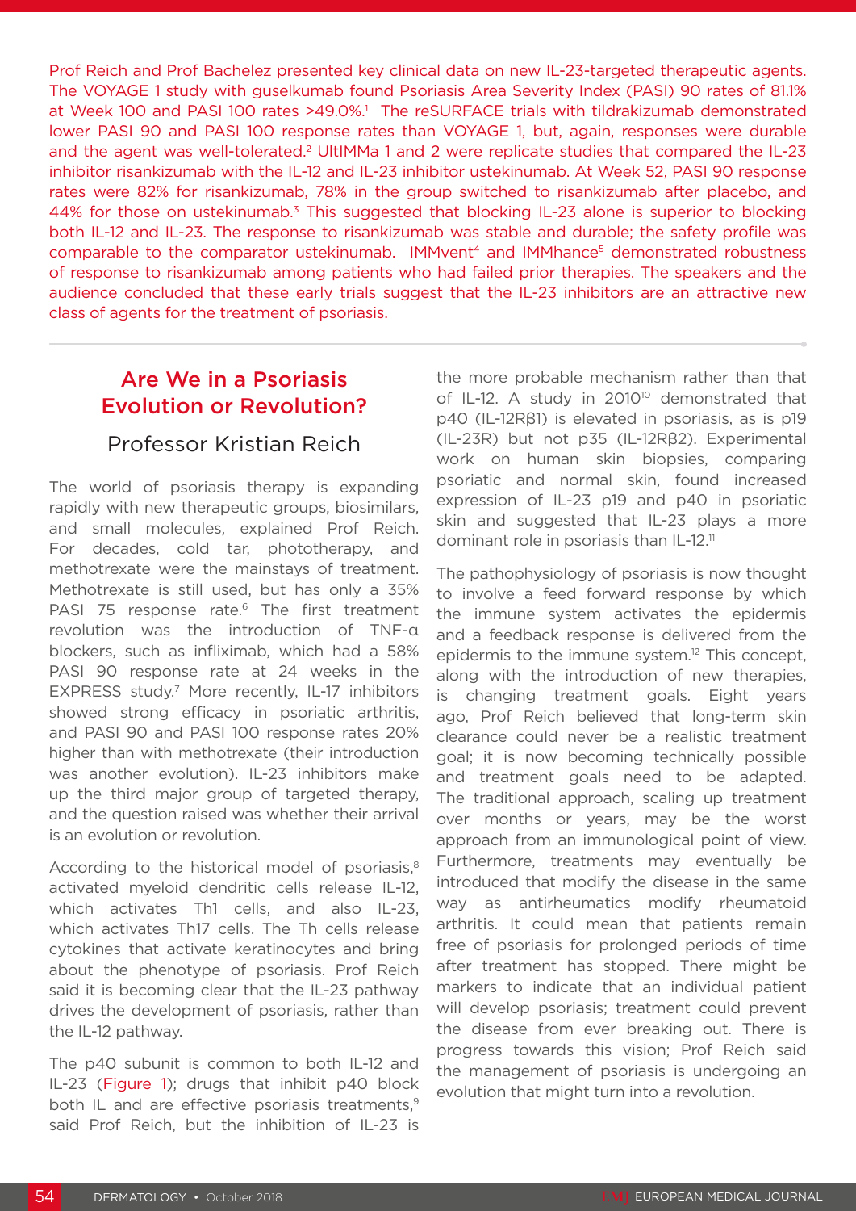Prof Reich and Prof Bachelez presented key clinical data on new IL-23-targeted therapeutic agents. The VOYAGE 1 study with guselkumab found Psoriasis Area Severity Index (PASI) 90 rates of 81.1% at Week 100 and PASI 100 rates >49.0%.[1] The reSURFACE trials with tildrakizumab demonstrated lower PASI 90 and PASI 100 response rates than VOYAGE 1, but, again, responses were durable and the agent was well-tolerated.[2] UltIMMa 1 and 2 were replicate studies that compared the IL-23 inhibitor risankizumab with the IL-12 and IL-23 inhibitor ustekinumab. At Week 52, PASI 90 response rates were 82% for risankizumab, 78% in the group switched to risankizumab after placebo, and 44% for those on ustekinumab.[3] This suggested that blocking IL-23 alone is superior to blocking both IL-12 and IL-23. The response to risankizumab was stable and durable; the safety profile was comparable to the comparator ustekinumab. IMMvent[4] and IMMhance[5] demonstrated robustness of response to risankizumab among patients who had failed prior therapies. The speakers and the audience concluded that these early trials suggest that the IL-23 inhibitors are an attractive new class of agents for the treatment of psoriasis.

## Are We in a Psoriasis Evolution or Revolution?

### Professor Kristian Reich

The world of psoriasis therapy is expanding rapidly with new therapeutic groups, biosimilars, and small molecules, explained Prof Reich. For decades, cold tar, phototherapy, and methotrexate were the mainstays of treatment. Methotrexate is still used, but has only a 35% PASI 75 response rate.[6] The first treatment revolution was the introduction of TNF-α blockers, such as infliximab, which had a 58% PASI 90 response rate at 24 weeks in the EXPRESS study.[7] More recently, IL-17 inhibitors showed strong efficacy in psoriatic arthritis, and PASI 90 and PASI 100 response rates 20% higher than with methotrexate (their introduction was another evolution). IL-23 inhibitors make up the third major group of targeted therapy, and the question raised was whether their arrival is an evolution or revolution.

According to the historical model of psoriasis,[8] activated myeloid dendritic cells release IL-12, which activates Th1 cells, and also IL-23, which activates Th17 cells. The Th cells release cytokines that activate keratinocytes and bring about the phenotype of psoriasis. Prof Reich said it is becoming clear that the IL-23 pathway drives the development of psoriasis, rather than the IL-12 pathway.

The p40 subunit is common to both IL-12 and IL-23 (Figure 1); drugs that inhibit p40 block both IL and are effective psoriasis treatments,[9] said Prof Reich, but the inhibition of IL-23 is the more probable mechanism rather than that of IL-12. A study in 2010[10] demonstrated that p40 (IL-12Rβ1) is elevated in psoriasis, as is p19 (IL-23R) but not p35 (IL-12Rβ2). Experimental work on human skin biopsies, comparing psoriatic and normal skin, found increased expression of IL-23 p19 and p40 in psoriatic skin and suggested that IL-23 plays a more dominant role in psoriasis than IL-12.[11]

The pathophysiology of psoriasis is now thought to involve a feed forward response by which the immune system activates the epidermis and a feedback response is delivered from the epidermis to the immune system.[12] This concept, along with the introduction of new therapies, is changing treatment goals. Eight years ago, Prof Reich believed that long-term skin clearance could never be a realistic treatment goal; it is now becoming technically possible and treatment goals need to be adapted. The traditional approach, scaling up treatment over months or years, may be the worst approach from an immunological point of view. Furthermore, treatments may eventually be introduced that modify the disease in the same way as antirheumatics modify rheumatoid arthritis. It could mean that patients remain free of psoriasis for prolonged periods of time after treatment has stopped. There might be markers to indicate that an individual patient will develop psoriasis; treatment could prevent the disease from ever breaking out. There is progress towards this vision; Prof Reich said the management of psoriasis is undergoing an evolution that might turn into a revolution.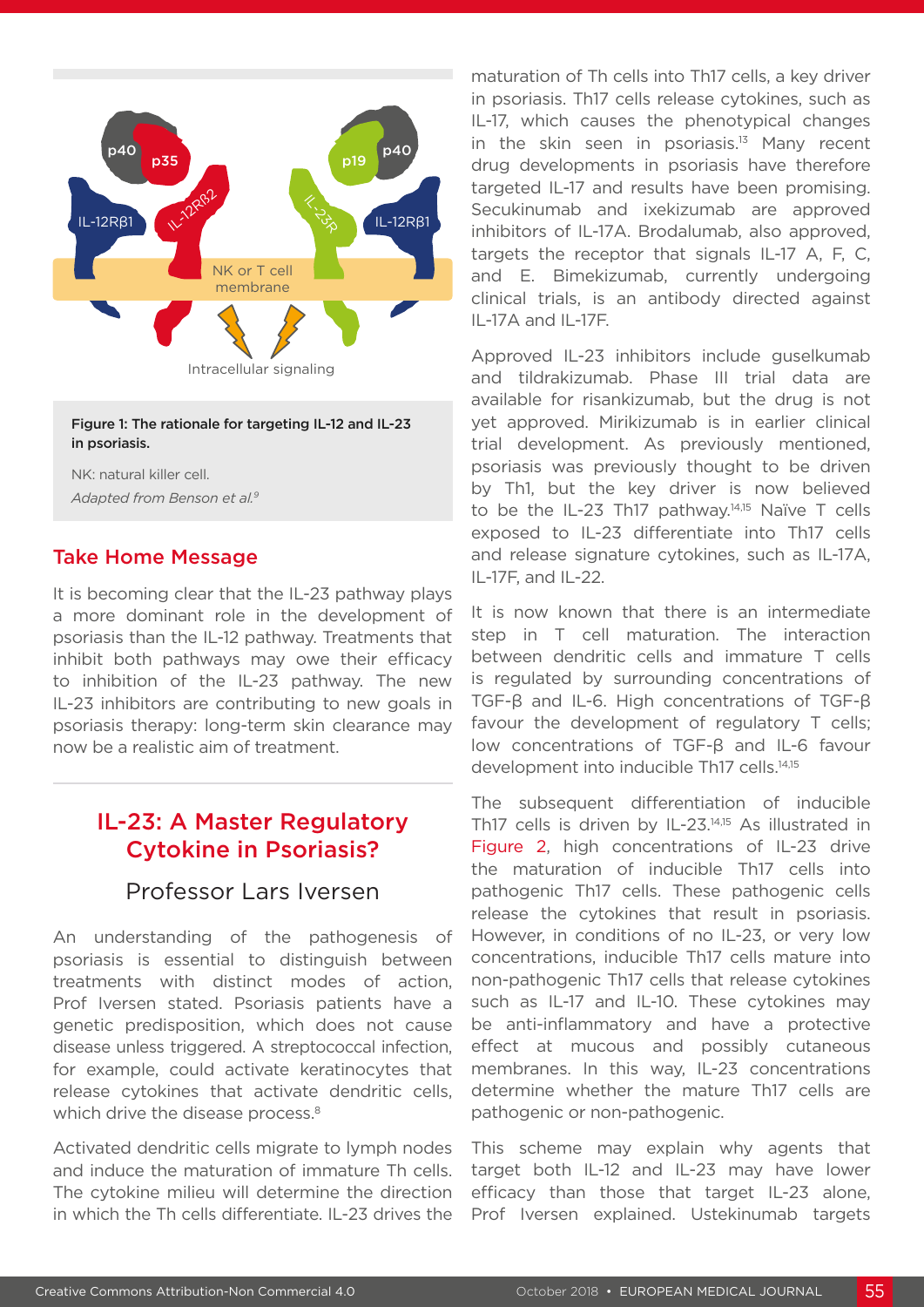Figure 1: The rationale for targeting IL-12 and IL-23 in psoriasis.

NK: natural killer cell.

*Adapted from Benson et al.[9]*

## Take Home Message

It is becoming clear that the IL-23 pathway plays a more dominant role in the development of psoriasis than the IL-12 pathway. Treatments that inhibit both pathways may owe their efficacy to inhibition of the IL-23 pathway. The new IL-23 inhibitors are contributing to new goals in psoriasis therapy: long-term skin clearance may now be a realistic aim of treatment.

## IL-23: A Master Regulatory Cytokine in Psoriasis?

### Professor Lars Iversen

An understanding of the pathogenesis of psoriasis is essential to distinguish between treatments with distinct modes of action, Prof Iversen stated. Psoriasis patients have a genetic predisposition, which does not cause disease unless triggered. A streptococcal infection, for example, could activate keratinocytes that release cytokines that activate dendritic cells, which drive the disease process.[8]

Activated dendritic cells migrate to lymph nodes and induce the maturation of immature Th cells. The cytokine milieu will determine the direction in which the Th cells differentiate. IL-23 drives the maturation of Th cells into Th17 cells, a key driver in psoriasis. Th17 cells release cytokines, such as IL-17, which causes the phenotypical changes in the skin seen in psoriasis.[13] Many recent drug developments in psoriasis have therefore targeted IL-17 and results have been promising. Secukinumab and ixekizumab are approved inhibitors of IL-17A. Brodalumab, also approved, targets the receptor that signals IL-17 A, F, C, and E. Bimekizumab, currently undergoing clinical trials, is an antibody directed against IL-17A and IL-17F.

Approved IL-23 inhibitors include guselkumab and tildrakizumab. Phase III trial data are available for risankizumab, but the drug is not yet approved. Mirikizumab is in earlier clinical trial development. As previously mentioned, psoriasis was previously thought to be driven by Th1, but the key driver is now believed to be the IL-23 Th17 pathway.[14,15] Naïve T cells exposed to IL-23 differentiate into Th17 cells and release signature cytokines, such as IL-17A, IL-17F, and IL-22.

It is now known that there is an intermediate step in T cell maturation. The interaction between dendritic cells and immature T cells is regulated by surrounding concentrations of TGF-β and IL-6. High concentrations of TGF-β favour the development of regulatory T cells; low concentrations of TGF-β and IL-6 favour development into inducible Th17 cells.[14,15]

The subsequent differentiation of inducible Th17 cells is driven by IL-23.[14,15] As illustrated in Figure 2, high concentrations of IL-23 drive the maturation of inducible Th17 cells into pathogenic Th17 cells. These pathogenic cells release the cytokines that result in psoriasis. However, in conditions of no IL-23, or very low concentrations, inducible Th17 cells mature into non-pathogenic Th17 cells that release cytokines such as IL-17 and IL-10. These cytokines may be anti-inflammatory and have a protective effect at mucous and possibly cutaneous membranes. In this way, IL-23 concentrations determine whether the mature Th17 cells are pathogenic or non-pathogenic.

This scheme may explain why agents that target both IL-12 and IL-23 may have lower efficacy than those that target IL-23 alone, Prof Iversen explained. Ustekinumab targets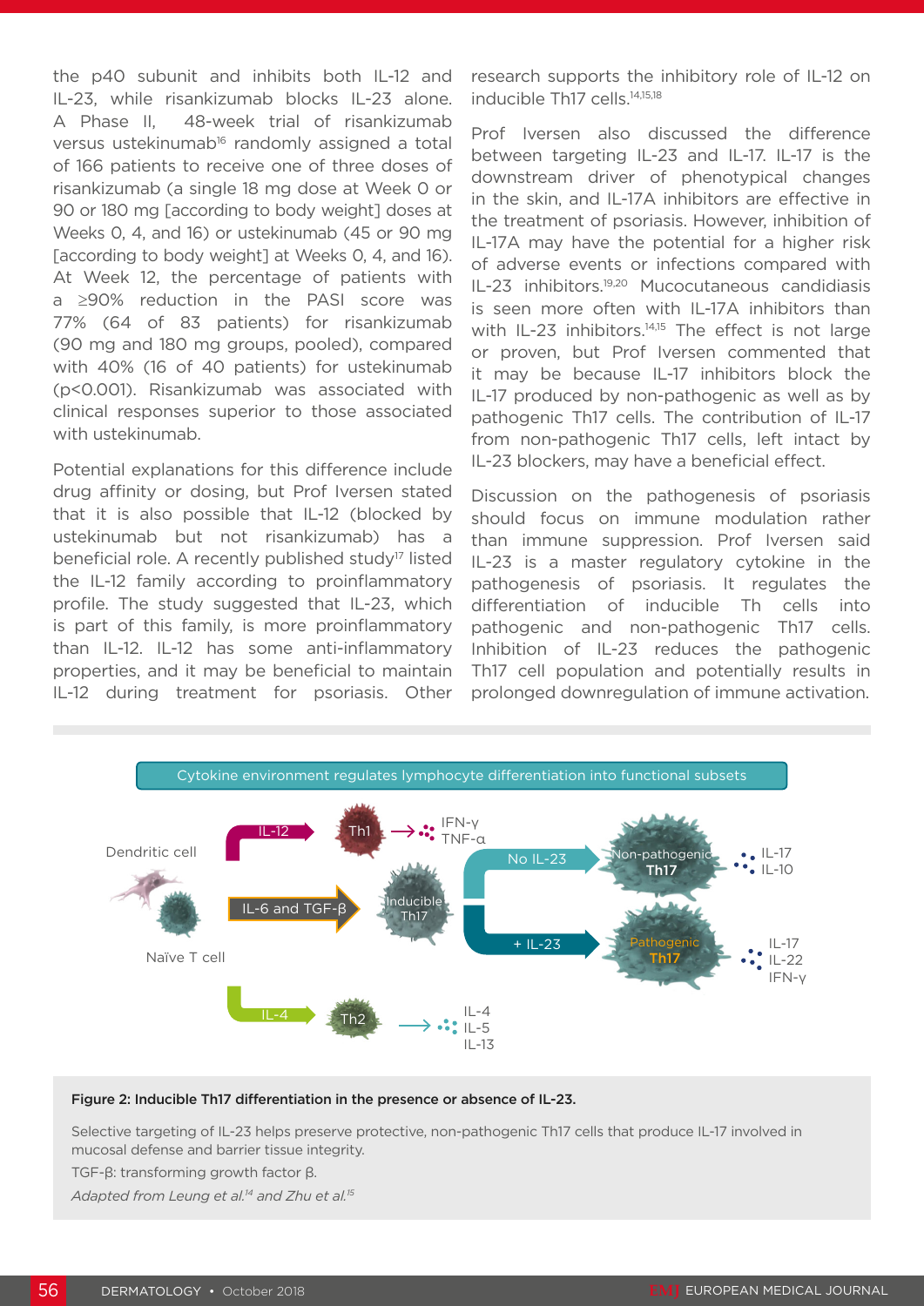the p40 subunit and inhibits both IL-12 and IL-23, while risankizumab blocks IL-23 alone. A Phase II, 48-week trial of risankizumab versus ustekinumab[16] randomly assigned a total of 166 patients to receive one of three doses of risankizumab (a single 18 mg dose at Week 0 or 90 or 180 mg [according to body weight] doses at Weeks 0, 4, and 16) or ustekinumab (45 or 90 mg [according to body weight] at Weeks 0, 4, and 16). At Week 12, the percentage of patients with a ≥90% reduction in the PASI score was 77% (64 of 83 patients) for risankizumab (90 mg and 180 mg groups, pooled), compared with 40% (16 of 40 patients) for ustekinumab (p<0.001). Risankizumab was associated with clinical responses superior to those associated with ustekinumab.

Potential explanations for this difference include drug affinity or dosing, but Prof Iversen stated that it is also possible that IL-12 (blocked by ustekinumab but not risankizumab) has a beneficial role. A recently published study[17] listed the IL-12 family according to proinflammatory profile. The study suggested that IL-23, which is part of this family, is more proinflammatory than IL-12. IL-12 has some anti-inflammatory properties, and it may be beneficial to maintain IL-12 during treatment for psoriasis. Other research supports the inhibitory role of IL-12 on inducible Th17 cells.[14,15,18]

Prof Iversen also discussed the difference between targeting IL-23 and IL-17. IL-17 is the downstream driver of phenotypical changes in the skin, and IL-17A inhibitors are effective in the treatment of psoriasis. However, inhibition of IL-17A may have the potential for a higher risk of adverse events or infections compared with IL-23 inhibitors.[19,20] Mucocutaneous candidiasis is seen more often with IL-17A inhibitors than with IL-23 inhibitors.[14,15] The effect is not large or proven, but Prof Iversen commented that it may be because IL-17 inhibitors block the IL-17 produced by non-pathogenic as well as by pathogenic Th17 cells. The contribution of IL-17 from non-pathogenic Th17 cells, left intact by IL-23 blockers, may have a beneficial effect.

Discussion on the pathogenesis of psoriasis should focus on immune modulation rather than immune suppression. Prof Iversen said IL-23 is a master regulatory cytokine in the pathogenesis of psoriasis. It regulates the differentiation of inducible Th cells into pathogenic and non-pathogenic Th17 cells. Inhibition of IL-23 reduces the pathogenic Th17 cell population and potentially results in prolonged downregulation of immune activation.

**Figure 2: Inducible Th17 differentiation in the presence or absence of IL-23.**

Selective targeting of IL-23 helps preserve protective, non-pathogenic Th17 cells that produce IL-17 involved in mucosal defense and barrier tissue integrity.

TGF-β: transforming growth factor β.

*Adapted from Leung et al.[14] and Zhu et al.[15]*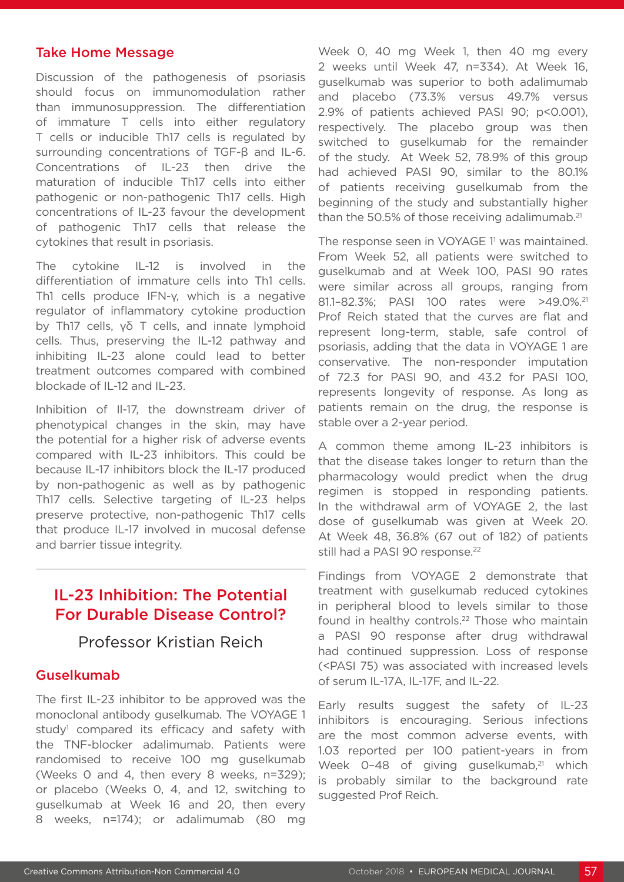### Take Home Message

Discussion of the pathogenesis of psoriasis should focus on immunomodulation rather than immunosuppression. The differentiation of immature T cells into either regulatory T cells or inducible Th17 cells is regulated by surrounding concentrations of TGF-β and IL-6. Concentrations of IL-23 then drive the maturation of inducible Th17 cells into either pathogenic or non-pathogenic Th17 cells. High concentrations of IL-23 favour the development of pathogenic Th17 cells that release the cytokines that result in psoriasis.

The cytokine IL-12 is involved in the differentiation of immature cells into Th1 cells. Th1 cells produce IFN-γ, which is a negative regulator of inflammatory cytokine production by Th17 cells, γδ T cells, and innate lymphoid cells. Thus, preserving the IL-12 pathway and inhibiting IL-23 alone could lead to better treatment outcomes compared with combined blockade of IL-12 and IL-23.

Inhibition of Il-17, the downstream driver of phenotypical changes in the skin, may have the potential for a higher risk of adverse events compared with IL-23 inhibitors. This could be because IL-17 inhibitors block the IL-17 produced by non-pathogenic as well as by pathogenic Th17 cells. Selective targeting of IL-23 helps preserve protective, non-pathogenic Th17 cells that produce IL-17 involved in mucosal defense and barrier tissue integrity.

## IL-23 Inhibition: The Potential For Durable Disease Control?

Professor Kristian Reich

### Guselkumab

The first IL-23 inhibitor to be approved was the monoclonal antibody guselkumab. The VOYAGE 1 study[1] compared its efficacy and safety with the TNF-blocker adalimumab. Patients were randomised to receive 100 mg guselkumab (Weeks 0 and 4, then every 8 weeks, n=329); or placebo (Weeks 0, 4, and 12, switching to guselkumab at Week 16 and 20, then every 8 weeks, n=174); or adalimumab (80 mg Week 0, 40 mg Week 1, then 40 mg every 2 weeks until Week 47, n=334). At Week 16, guselkumab was superior to both adalimumab and placebo (73.3% versus 49.7% versus 2.9% of patients achieved PASI 90; p<0.001), respectively. The placebo group was then switched to guselkumab for the remainder of the study. At Week 52, 78.9% of this group had achieved PASI 90, similar to the 80.1% of patients receiving guselkumab from the beginning of the study and substantially higher than the 50.5% of those receiving adalimumab.[21]

The response seen in VOYAGE 1[1] was maintained. From Week 52, all patients were switched to guselkumab and at Week 100, PASI 90 rates were similar across all groups, ranging from 81.1–82.3%; PASI 100 rates were >49.0%.[21] Prof Reich stated that the curves are flat and represent long-term, stable, safe control of psoriasis, adding that the data in VOYAGE 1 are conservative. The non-responder imputation of 72.3 for PASI 90, and 43.2 for PASI 100, represents longevity of response. As long as patients remain on the drug, the response is stable over a 2-year period.

A common theme among IL-23 inhibitors is that the disease takes longer to return than the pharmacology would predict when the drug regimen is stopped in responding patients. In the withdrawal arm of VOYAGE 2, the last dose of guselkumab was given at Week 20. At Week 48, 36.8% (67 out of 182) of patients still had a PASI 90 response.[22]

Findings from VOYAGE 2 demonstrate that treatment with guselkumab reduced cytokines in peripheral blood to levels similar to those found in healthy controls.[22] Those who maintain a PASI 90 response after drug withdrawal had continued suppression. Loss of response (<PASI 75) was associated with increased levels of serum IL-17A, IL-17F, and IL-22.

Early results suggest the safety of IL-23 inhibitors is encouraging. Serious infections are the most common adverse events, with 1.03 reported per 100 patient-years in from Week 0–48 of giving guselkumab,[21] which is probably similar to the background rate suggested Prof Reich.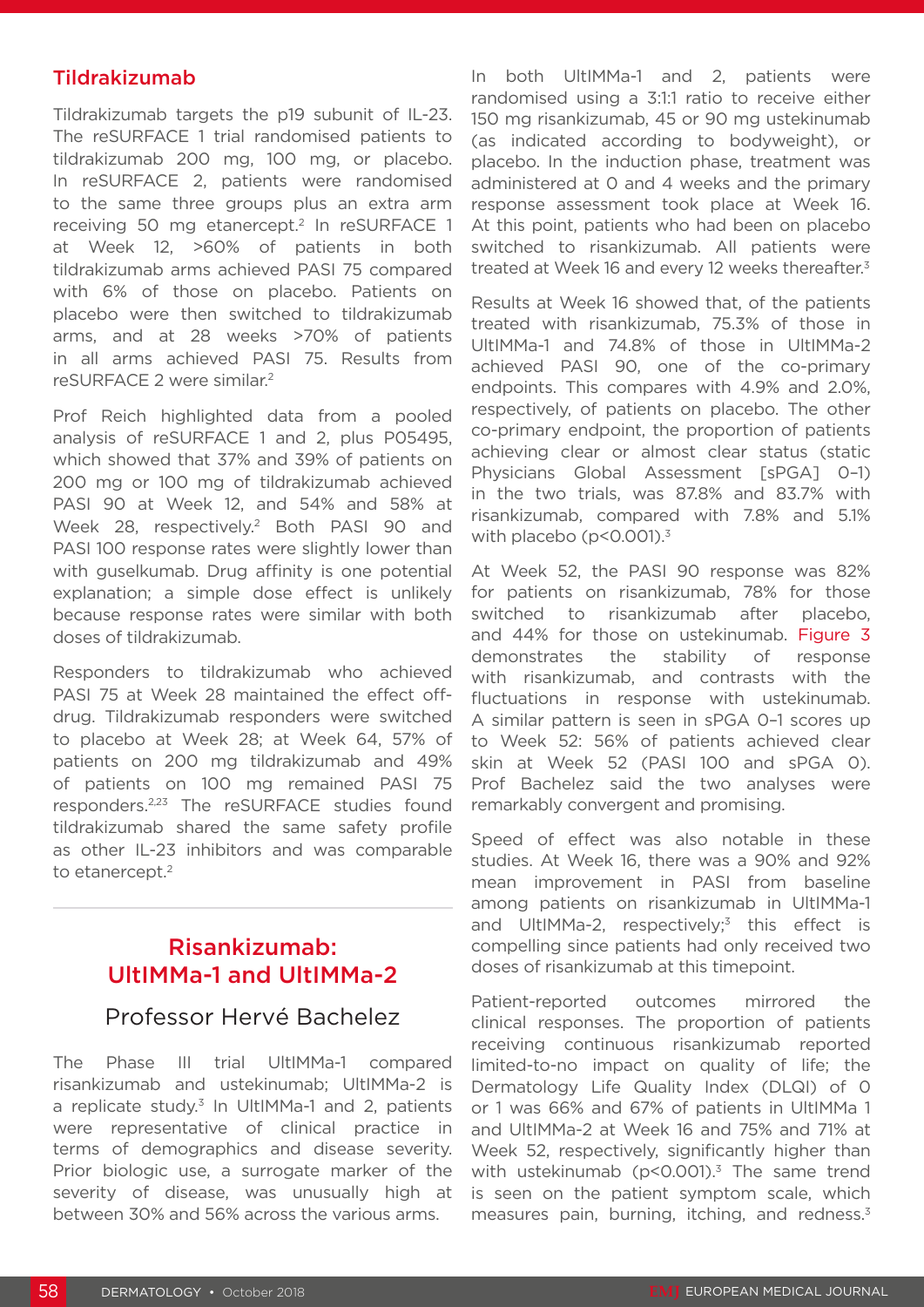## Tildrakizumab

Tildrakizumab targets the p19 subunit of IL-23. The reSURFACE 1 trial randomised patients to tildrakizumab 200 mg, 100 mg, or placebo. In reSURFACE 2, patients were randomised to the same three groups plus an extra arm receiving 50 mg etanercept.[2] In reSURFACE 1 at Week 12, >60% of patients in both tildrakizumab arms achieved PASI 75 compared with 6% of those on placebo. Patients on placebo were then switched to tildrakizumab arms, and at 28 weeks >70% of patients in all arms achieved PASI 75. Results from reSURFACE 2 were similar.[2]

Prof Reich highlighted data from a pooled analysis of reSURFACE 1 and 2, plus P05495, which showed that 37% and 39% of patients on 200 mg or 100 mg of tildrakizumab achieved PASI 90 at Week 12, and 54% and 58% at Week 28, respectively.[2] Both PASI 90 and PASI 100 response rates were slightly lower than with guselkumab. Drug affinity is one potential explanation; a simple dose effect is unlikely because response rates were similar with both doses of tildrakizumab.

Responders to tildrakizumab who achieved PASI 75 at Week 28 maintained the effect off-drug. Tildrakizumab responders were switched to placebo at Week 28; at Week 64, 57% of patients on 200 mg tildrakizumab and 49% of patients on 100 mg remained PASI 75 responders.[2,23] The reSURFACE studies found tildrakizumab shared the same safety profile as other IL-23 inhibitors and was comparable to etanercept.[2]

## Risankizumab: UltIMMa-1 and UltIMMa-2

### Professor Hervé Bachelez

The Phase III trial UltIMMa-1 compared risankizumab and ustekinumab; UltIMMa-2 is a replicate study.[3] In UltIMMa-1 and 2, patients were representative of clinical practice in terms of demographics and disease severity. Prior biologic use, a surrogate marker of the severity of disease, was unusually high at between 30% and 56% across the various arms.

In both UltIMMa-1 and 2, patients were randomised using a 3:1:1 ratio to receive either 150 mg risankizumab, 45 or 90 mg ustekinumab (as indicated according to bodyweight), or placebo. In the induction phase, treatment was administered at 0 and 4 weeks and the primary response assessment took place at Week 16. At this point, patients who had been on placebo switched to risankizumab. All patients were treated at Week 16 and every 12 weeks thereafter.[3]

Results at Week 16 showed that, of the patients treated with risankizumab, 75.3% of those in UltIMMa-1 and 74.8% of those in UltIMMa-2 achieved PASI 90, one of the co-primary endpoints. This compares with 4.9% and 2.0%, respectively, of patients on placebo. The other co-primary endpoint, the proportion of patients achieving clear or almost clear status (static Physicians Global Assessment [sPGA] 0–1) in the two trials, was 87.8% and 83.7% with risankizumab, compared with 7.8% and 5.1% with placebo ($p<0.001$).[3]

At Week 52, the PASI 90 response was 82% for patients on risankizumab, 78% for those switched to risankizumab after placebo, and 44% for those on ustekinumab. Figure 3 demonstrates the stability of response with risankizumab, and contrasts with the fluctuations in response with ustekinumab. A similar pattern is seen in sPGA 0–1 scores up to Week 52: 56% of patients achieved clear skin at Week 52 (PASI 100 and sPGA 0). Prof Bachelez said the two analyses were remarkably convergent and promising.

Speed of effect was also notable in these studies. At Week 16, there was a 90% and 92% mean improvement in PASI from baseline among patients on risankizumab in UltIMMa-1 and UltIMMa-2, respectively;[3] this effect is compelling since patients had only received two doses of risankizumab at this timepoint.

Patient-reported outcomes mirrored the clinical responses. The proportion of patients receiving continuous risankizumab reported limited-to-no impact on quality of life; the Dermatology Life Quality Index (DLQI) of 0 or 1 was 66% and 67% of patients in UltIMMa 1 and UltIMMa-2 at Week 16 and 75% and 71% at Week 52, respectively, significantly higher than with ustekinumab ($p<0.001$).[3] The same trend is seen on the patient symptom scale, which measures pain, burning, itching, and redness.[3]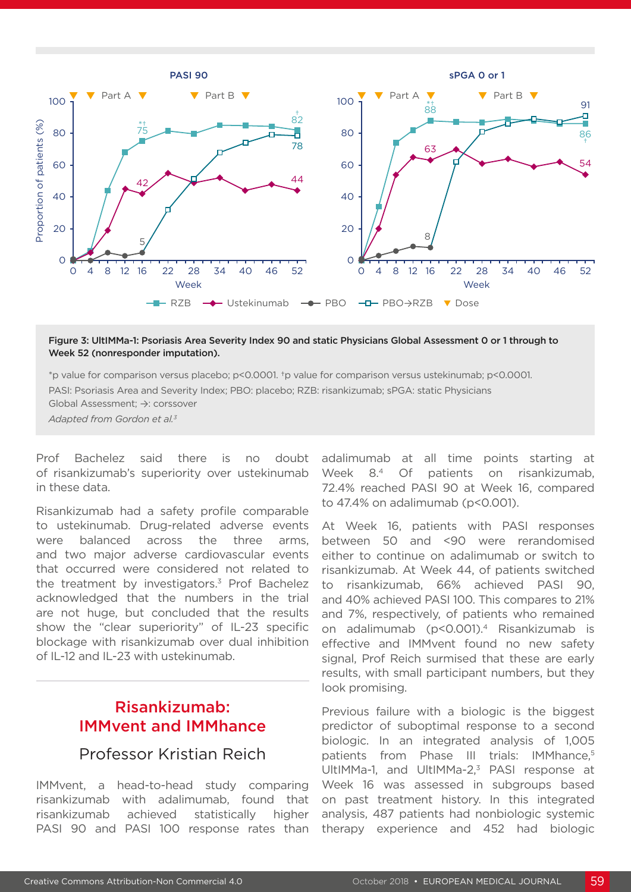**Figure 3: UltIMMa-1: Psoriasis Area Severity Index 90 and static Physicians Global Assessment 0 or 1 through to Week 52 (nonresponder imputation).**

*p value for comparison versus placebo; p<0.0001. †p value for comparison versus ustekinumab; p<0.0001.

PASI: Psoriasis Area and Severity Index; PBO: placebo; RZB: risankizumab; sPGA: static Physicians Global Assessment; →: corssover

*Adapted from Gordon et al.[3]*

Prof Bachelez said there is no doubt of risankizumab's superiority over ustekinumab in these data.

Risankizumab had a safety profile comparable to ustekinumab. Drug-related adverse events were balanced across the three arms, and two major adverse cardiovascular events that occurred were considered not related to the treatment by investigators.[3] Prof Bachelez acknowledged that the numbers in the trial are not huge, but concluded that the results show the "clear superiority" of IL-23 specific blockage with risankizumab over dual inhibition of IL-12 and IL-23 with ustekinumab.

## Risankizumab: IMMvent and IMMhance

### Professor Kristian Reich

IMMvent, a head-to-head study comparing risankizumab with adalimumab, found that risankizumab achieved statistically higher PASI 90 and PASI 100 response rates than adalimumab at all time points starting at Week 8.[4] Of patients on risankizumab, 72.4% reached PASI 90 at Week 16, compared to 47.4% on adalimumab (p<0.001).

At Week 16, patients with PASI responses between 50 and <90 were rerandomised either to continue on adalimumab or switch to risankizumab. At Week 44, of patients switched to risankizumab, 66% achieved PASI 90, and 40% achieved PASI 100. This compares to 21% and 7%, respectively, of patients who remained on adalimumab (p<0.001).[4] Risankizumab is effective and IMMvent found no new safety signal, Prof Reich surmised that these are early results, with small participant numbers, but they look promising.

Previous failure with a biologic is the biggest predictor of suboptimal response to a second biologic. In an integrated analysis of 1,005 patients from Phase III trials: IMMhance,[5] UltIMMa-1, and UltIMMa-2,[3] PASI response at Week 16 was assessed in subgroups based on past treatment history. In this integrated analysis, 487 patients had nonbiologic systemic therapy experience and 452 had biologic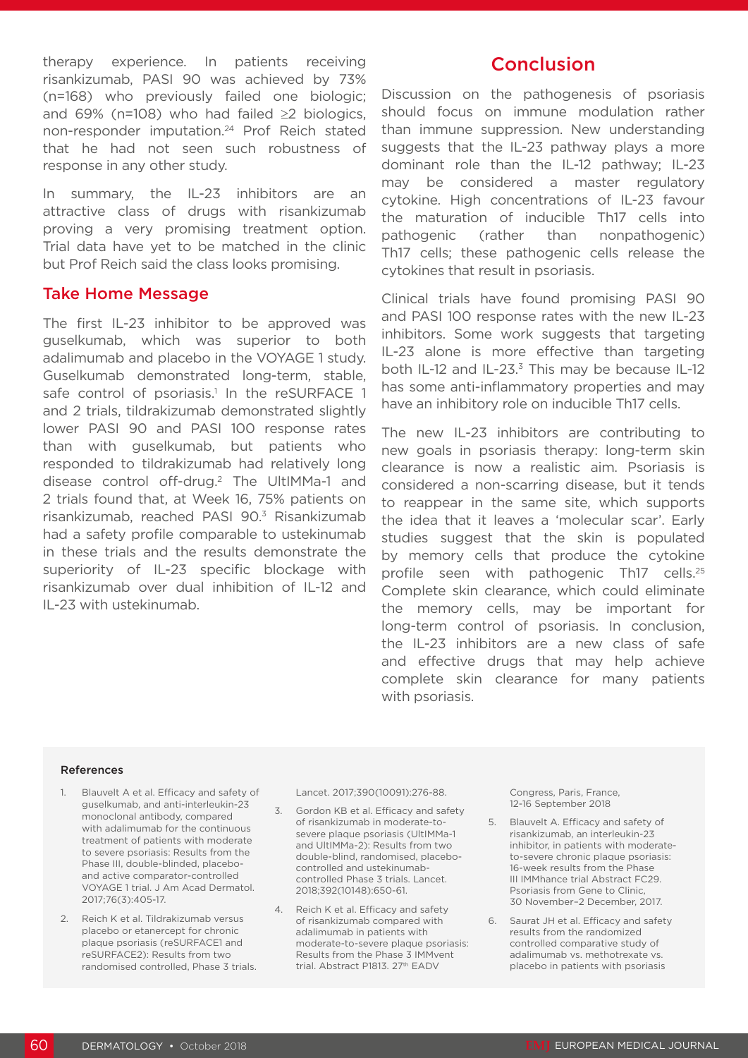therapy experience. In patients receiving risankizumab, PASI 90 was achieved by 73% (n=168) who previously failed one biologic; and 69% (n=108) who had failed ≥2 biologics, non-responder imputation.[24] Prof Reich stated that he had not seen such robustness of response in any other study.

In summary, the IL-23 inhibitors are an attractive class of drugs with risankizumab proving a very promising treatment option. Trial data have yet to be matched in the clinic but Prof Reich said the class looks promising.

## Take Home Message

The first IL-23 inhibitor to be approved was guselkumab, which was superior to both adalimumab and placebo in the VOYAGE 1 study. Guselkumab demonstrated long-term, stable, safe control of psoriasis.[1] In the reSURFACE 1 and 2 trials, tildrakizumab demonstrated slightly lower PASI 90 and PASI 100 response rates than with guselkumab, but patients who responded to tildrakizumab had relatively long disease control off-drug.[2] The UltIMMa-1 and 2 trials found that, at Week 16, 75% patients on risankizumab, reached PASI 90.[3] Risankizumab had a safety profile comparable to ustekinumab in these trials and the results demonstrate the superiority of IL-23 specific blockage with risankizumab over dual inhibition of IL-12 and IL-23 with ustekinumab.

## Conclusion

Discussion on the pathogenesis of psoriasis should focus on immune modulation rather than immune suppression. New understanding suggests that the IL-23 pathway plays a more dominant role than the IL-12 pathway; IL-23 may be considered a master regulatory cytokine. High concentrations of IL-23 favour the maturation of inducible Th17 cells into pathogenic (rather than nonpathogenic) Th17 cells; these pathogenic cells release the cytokines that result in psoriasis.

Clinical trials have found promising PASI 90 and PASI 100 response rates with the new IL-23 inhibitors. Some work suggests that targeting IL-23 alone is more effective than targeting both IL-12 and IL-23.[3] This may be because IL-12 has some anti-inflammatory properties and may have an inhibitory role on inducible Th17 cells.

The new IL-23 inhibitors are contributing to new goals in psoriasis therapy: long-term skin clearance is now a realistic aim. Psoriasis is considered a non-scarring disease, but it tends to reappear in the same site, which supports the idea that it leaves a 'molecular scar'. Early studies suggest that the skin is populated by memory cells that produce the cytokine profile seen with pathogenic Th17 cells.[25] Complete skin clearance, which could eliminate the memory cells, may be important for long-term control of psoriasis. In conclusion, the IL-23 inhibitors are a new class of safe and effective drugs that may help achieve complete skin clearance for many patients with psoriasis.

### References

1. Blauvelt A et al. Efficacy and safety of guselkumab, and anti-interleukin-23 monoclonal antibody, compared with adalimumab for the continuous treatment of patients with moderate to severe psoriasis: Results from the Phase III, double-blinded, placebo- and active comparator-controlled VOYAGE 1 trial. J Am Acad Dermatol. 2017;76(3):405-17.
2. Reich K et al. Tildrakizumab versus placebo or etanercept for chronic plaque psoriasis (reSURFACE1 and reSURFACE2): Results from two randomised controlled, Phase 3 trials. Lancet. 2017;390(10091):276-88.
3. Gordon KB et al. Efficacy and safety of risankizumab in moderate-to-severe plaque psoriasis (UltIMMa-1 and UltIMMa-2): Results from two double-blind, randomised, placebo-controlled and ustekinumab-controlled Phase 3 trials. Lancet. 2018;392(10148):650-61.
4. Reich K et al. Efficacy and safety of risankizumab compared with adalimumab in patients with moderate-to-severe plaque psoriasis: Results from the Phase 3 IMMvent trial. Abstract P1813. 27th EADV Congress, Paris, France, 12-16 September 2018.
5. Blauvelt A. Efficacy and safety of risankizumab, an interleukin-23 inhibitor, in patients with moderate-to-severe chronic plaque psoriasis: 16-week results from the Phase III IMMhance trial Abstract FC29. Psoriasis from Gene to Clinic, 30 November–2 December, 2017.
6. Saurat JH et al. Efficacy and safety results from the randomized controlled comparative study of adalimumab vs. methotrexate vs. placebo in patients with psoriasis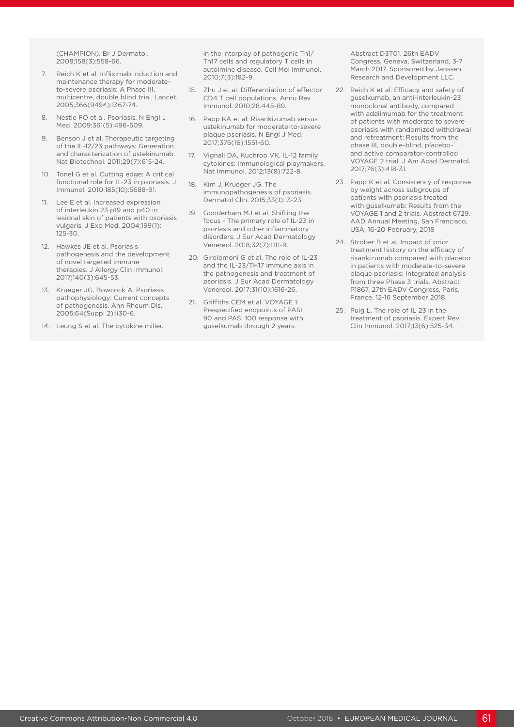(CHAMPION). Br J Dermatol. 2008;158(3):558-66.

7. Reich K et al. Infliximab induction and maintenance therapy for moderate-to-severe psoriasis: A Phase III, multicentre, double blind trial. Lancet. 2005;366(9494):1367-74.
8. Nestle FO et al. Psoriasis. N Engl J Med. 2009;361(5):496-509.
9. Benson J et al. Therapeutic targeting of the IL-12/23 pathways: Generation and characterization of ustekinumab. Nat Biotechnol. 2011;29(7):615-24.
10. Tonel G et al. Cutting edge: A critical functional role for IL-23 in psoriasis. J Immunol. 2010;185(10):5688-91.
11. Lee E et al. Increased expression of interleukin 23 p19 and p40 in lesional skin of patients with psoriasis vulgaris. J Exp Med. 2004;199(1): 125-30.
12. Hawkes JE et al. Psoriasis pathogenesis and the development of novel targeted immune therapies. J Allergy Clin Immunol. 2017;140(3):645-53.
13. Krueger JG, Bowcock A. Psoriasis pathophysiology: Current concepts of pathogenesis. Ann Rheum Dis. 2005;64(Suppl 2):ii30-6.
14. Leung S et al. The cytokine milieu in the interplay of pathogenic Th1/Th17 cells and regulatory T cells in autoimine disease. Cell Mol Immunol. 2010;7(3):182-9.
15. Zhu J et al. Differentiation of effector CD4 T cell populations. Annu Rev Immunol. 2010;28:445-89.
16. Papp KA et al. Risankizumab versus ustekinumab for moderate-to-severe plaque psoriasis. N Engl J Med. 2017;376(16):1551-60.
17. Vignali DA, Kuchroo VK. IL-12 family cytokines: Immunological playmakers. Nat Immunol. 2012;13(8):722-8.
18. Kim J, Krueger JG. The immunopathogenesis of psoriasis. Dermatol Clin. 2015;33(1):13-23.
19. Gooderham MJ et al. Shifting the focus - The primary role of IL-23 in psoriasis and other inflammatory disorders. J Eur Acad Dermatology Venereol. 2018;32(7):1111-9.
20. Girolomoni G et al. The role of IL-23 and the IL-23/TH17 immune axis in the pathogenesis and treatment of psoriasis. J Eur Acad Dermatology Venereol. 2017;31(10):1616-26.
21. Griffiths CEM et al. VOYAGE 1: Prespecified endpoints of PASI 90 and PASI 100 response with guselkumab through 2 years. Abstract D3T01. 26th EADV Congress, Geneva, Switzerland, 3-7 March 2017. Sponsored by Janssen Research and Development LLC.
22. Reich K et al. Efficacy and safety of guselkumab, an anti-interleukin-23 monoclonal antibody, compared with adalimumab for the treatment of patients with moderate to severe psoriasis with randomized withdrawal and retreatment: Results from the phase III, double-blind, placebo- and active comparator-controlled VOYAGE 2 trial. J Am Acad Dermatol. 2017;76(3):418-31.
23. Papp K et al. Consistency of response by weight across subgroups of patients with psoriasis treated with guselkumab: Results from the VOYAGE 1 and 2 trials. Abstract 6729. AAD Annual Meeting, San Francisco, USA, 16-20 February, 2018
24. Strober B et al. Impact of prior treatment history on the efficacy of risankizumab compared with placebo in patients with moderate-to-severe plaque psoriasis: Integrated analysis from three Phase 3 trials. Abstract P1867. 27th EADV Congress, Paris, France, 12-16 September 2018.
25. Puig L. The role of IL 23 in the treatment of psoriasis. Expert Rev Clin Immunol. 2017;13(6):525-34.